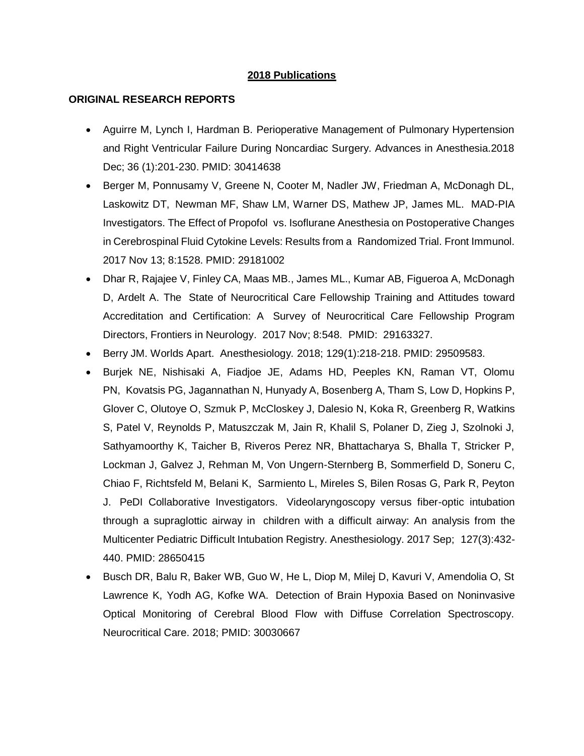## 2018 Publications

### ORIGINAL RESEARCH REPORTS

- Aguirre M, Lynch I, Hardman B. Perioperative Management of Pulmonary Hypertension and Right Ventricular Failure During Noncardiac Surgery. Advances in Anesthesia.2018 Dec; 36 (1):201-230. PMID: 30414638
- Berger M, Ponnusamy V, Greene N, Cooter M, Nadler JW, Friedman A, McDonagh DL, Laskowitz DT, Newman MF, Shaw LM, Warner DS, Mathew JP, James ML. MAD-PIA Investigators. The Effect of Propofol vs. Isoflurane Anesthesia on Postoperative Changes in Cerebrospinal Fluid Cytokine Levels: Results from a Randomized Trial. Front Immunol. 2017 Nov 13; 8:1528. PMID: 29181002
- Dhar R, Rajajee V, Finley CA, Maas MB., James ML., Kumar AB, Figueroa A, McDonagh D, Ardelt A. The State of Neurocritical Care Fellowship Training and Attitudes toward Accreditation and Certification: A Survey of Neurocritical Care Fellowship Program Directors, Frontiers in Neurology. 2017 Nov; 8:548. PMID: 29163327.
- Berry JM. Worlds Apart. Anesthesiology. 2018; 129(1):218-218. PMID: 29509583.
- Burjek NE, Nishisaki A, Fiadjoe JE, Adams HD, Peeples KN, Raman VT, Olomu PN, Kovatsis PG, Jagannathan N, Hunyady A, Bosenberg A, Tham S, Low D, Hopkins P, Glover C, Olutoye O, Szmuk P, McCloskey J, Dalesio N, Koka R, Greenberg R, Watkins S, Patel V, Reynolds P, Matuszczak M, Jain R, Khalil S, Polaner D, Zieg J, Szolnoki J, Sathyamoorthy K, Taicher B, Riveros Perez NR, Bhattacharya S, Bhalla T, Stricker P, Lockman J, Galvez J, Rehman M, Von Ungern-Sternberg B, Sommerfield D, Soneru C, Chiao F, Richtsfeld M, Belani K, Sarmiento L, Mireles S, Bilen Rosas G, Park R, Peyton J. PeDI Collaborative Investigators. Videolaryngoscopy versus fiber-optic intubation through a supraglottic airway in children with a difficult airway: An analysis from the Multicenter Pediatric Difficult Intubation Registry. Anesthesiology. 2017 Sep; 127(3):432-440. PMID: 28650415
- Busch DR, Balu R, Baker WB, Guo W, He L, Diop M, Milej D, Kavuri V, Amendolia O, St Lawrence K, Yodh AG, Kofke WA. Detection of Brain Hypoxia Based on Noninvasive Optical Monitoring of Cerebral Blood Flow with Diffuse Correlation Spectroscopy. Neurocritical Care. 2018; PMID: 30030667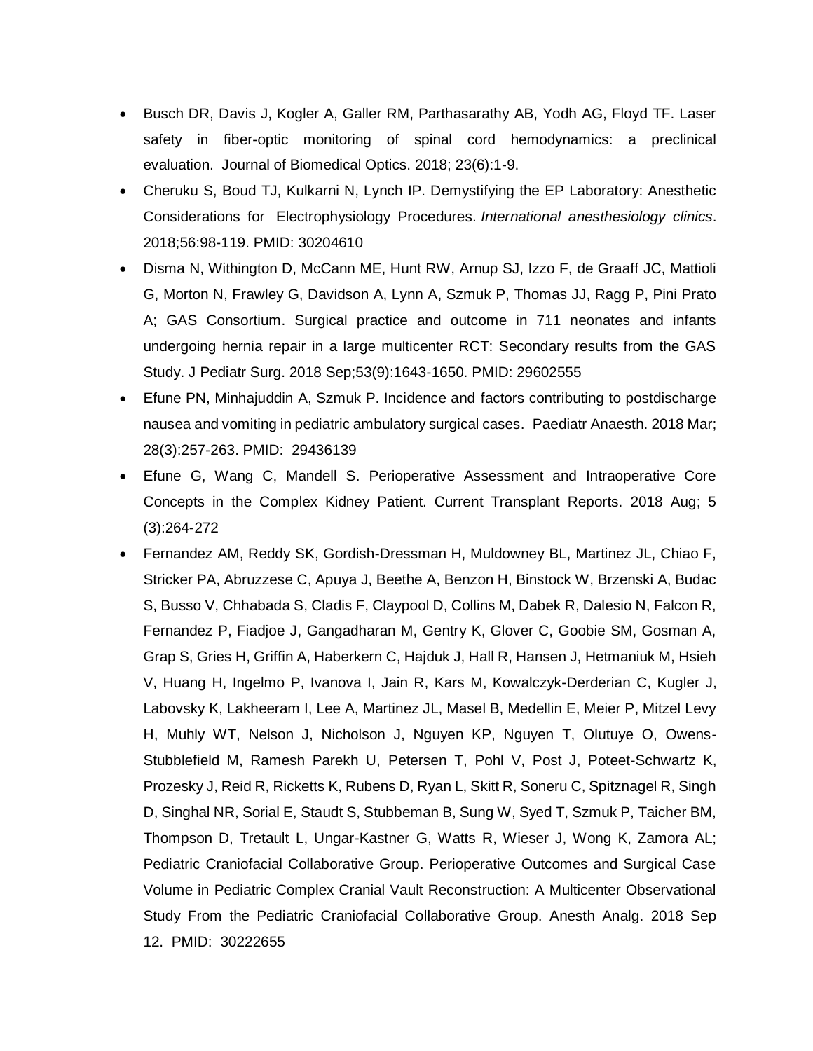- Busch DR, Davis J, Kogler A, Galler RM, Parthasarathy AB, Yodh AG, Floyd TF. Laser safety in fiber-optic monitoring of spinal cord hemodynamics: a preclinical evaluation. Journal of Biomedical Optics. 2018; 23(6):1-9.
- Cheruku S, Boud TJ, Kulkarni N, Lynch IP. Demystifying the EP Laboratory: Anesthetic Considerations for Electrophysiology Procedures. *International anesthesiology clinics*. 2018;56:98-119. PMID: 30204610
- Disma N, Withington D, McCann ME, Hunt RW, Arnup SJ, Izzo F, de Graaff JC, Mattioli G, Morton N, Frawley G, Davidson A, Lynn A, Szmuk P, Thomas JJ, Ragg P, Pini Prato A; GAS Consortium. Surgical practice and outcome in 711 neonates and infants undergoing hernia repair in a large multicenter RCT: Secondary results from the GAS Study. J Pediatr Surg. 2018 Sep;53(9):1643-1650. PMID: 29602555
- Efune PN, Minhajuddin A, Szmuk P. Incidence and factors contributing to postdischarge nausea and vomiting in pediatric ambulatory surgical cases. Paediatr Anaesth. 2018 Mar; 28(3):257-263. PMID: 29436139
- Efune G, Wang C, Mandell S. Perioperative Assessment and Intraoperative Core Concepts in the Complex Kidney Patient. Current Transplant Reports. 2018 Aug; 5 (3):264-272
- Fernandez AM, Reddy SK, Gordish-Dressman H, Muldowney BL, Martinez JL, Chiao F, Stricker PA, Abruzzese C, Apuya J, Beethe A, Benzon H, Binstock W, Brzenski A, Budac S, Busso V, Chhabada S, Cladis F, Claypool D, Collins M, Dabek R, Dalesio N, Falcon R, Fernandez P, Fiadjoe J, Gangadharan M, Gentry K, Glover C, Goobie SM, Gosman A, Grap S, Gries H, Griffin A, Haberkern C, Hajduk J, Hall R, Hansen J, Hetmaniuk M, Hsieh V, Huang H, Ingelmo P, Ivanova I, Jain R, Kars M, Kowalczyk-Derderian C, Kugler J, Labovsky K, Lakheeram I, Lee A, Martinez JL, Masel B, Medellin E, Meier P, Mitzel Levy H, Muhly WT, Nelson J, Nicholson J, Nguyen KP, Nguyen T, Olutuye O, Owens-Stubblefield M, Ramesh Parekh U, Petersen T, Pohl V, Post J, Poteet-Schwartz K, Prozesky J, Reid R, Ricketts K, Rubens D, Ryan L, Skitt R, Soneru C, Spitznagel R, Singh D, Singhal NR, Sorial E, Staudt S, Stubbeman B, Sung W, Syed T, Szmuk P, Taicher BM, Thompson D, Tretault L, Ungar-Kastner G, Watts R, Wieser J, Wong K, Zamora AL; Pediatric Craniofacial Collaborative Group. Perioperative Outcomes and Surgical Case Volume in Pediatric Complex Cranial Vault Reconstruction: A Multicenter Observational Study From the Pediatric Craniofacial Collaborative Group. Anesth Analg. 2018 Sep 12. PMID: 30222655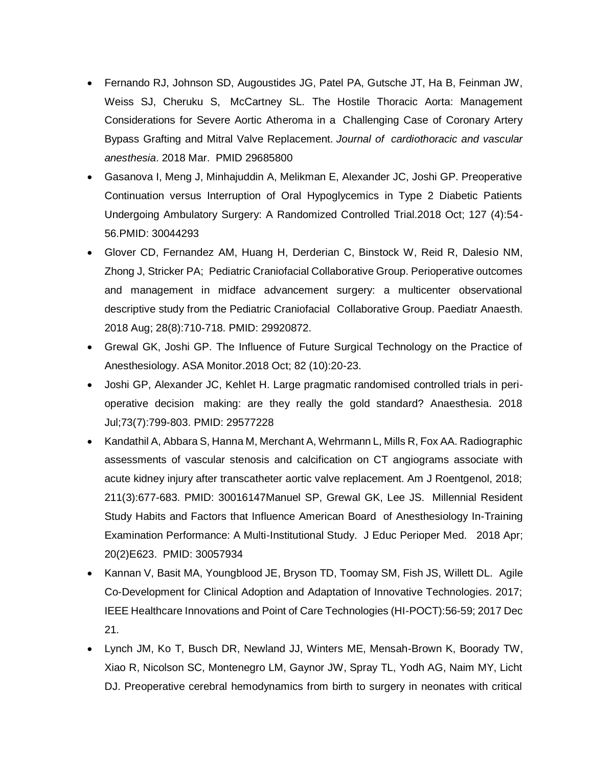- Fernando RJ, Johnson SD, Augoustides JG, Patel PA, Gutsche JT, Ha B, Feinman JW, Weiss SJ, Cheruku S, McCartney SL. The Hostile Thoracic Aorta: Management Considerations for Severe Aortic Atheroma in a Challenging Case of Coronary Artery Bypass Grafting and Mitral Valve Replacement. *Journal of cardiothoracic and vascular anesthesia*. 2018 Mar. PMID 29685800
- Gasanova I, Meng J, Minhajuddin A, Melikman E, Alexander JC, Joshi GP. Preoperative Continuation versus Interruption of Oral Hypoglycemics in Type 2 Diabetic Patients Undergoing Ambulatory Surgery: A Randomized Controlled Trial.2018 Oct; 127 (4):54-56.PMID: 30044293
- Glover CD, Fernandez AM, Huang H, Derderian C, Binstock W, Reid R, Dalesio NM, Zhong J, Stricker PA; Pediatric Craniofacial Collaborative Group. Perioperative outcomes and management in midface advancement surgery: a multicenter observational descriptive study from the Pediatric Craniofacial Collaborative Group. Paediatr Anaesth. 2018 Aug; 28(8):710-718. PMID: 29920872.
- Grewal GK, Joshi GP. The Influence of Future Surgical Technology on the Practice of Anesthesiology. ASA Monitor.2018 Oct; 82 (10):20-23.
- Joshi GP, Alexander JC, Kehlet H. Large pragmatic randomised controlled trials in peri-operative decision making: are they really the gold standard? Anaesthesia. 2018 Jul;73(7):799-803. PMID: 29577228
- Kandathil A, Abbara S, Hanna M, Merchant A, Wehrmann L, Mills R, Fox AA. Radiographic assessments of vascular stenosis and calcification on CT angiograms associate with acute kidney injury after transcatheter aortic valve replacement. Am J Roentgenol, 2018; 211(3):677-683. PMID: 30016147Manuel SP, Grewal GK, Lee JS. Millennial Resident Study Habits and Factors that Influence American Board of Anesthesiology In-Training Examination Performance: A Multi-Institutional Study. J Educ Perioper Med. 2018 Apr; 20(2)E623. PMID: 30057934
- Kannan V, Basit MA, Youngblood JE, Bryson TD, Toomay SM, Fish JS, Willett DL. Agile Co-Development for Clinical Adoption and Adaptation of Innovative Technologies. 2017; IEEE Healthcare Innovations and Point of Care Technologies (HI-POCT):56-59; 2017 Dec 21.
- Lynch JM, Ko T, Busch DR, Newland JJ, Winters ME, Mensah-Brown K, Boorady TW, Xiao R, Nicolson SC, Montenegro LM, Gaynor JW, Spray TL, Yodh AG, Naim MY, Licht DJ. Preoperative cerebral hemodynamics from birth to surgery in neonates with critical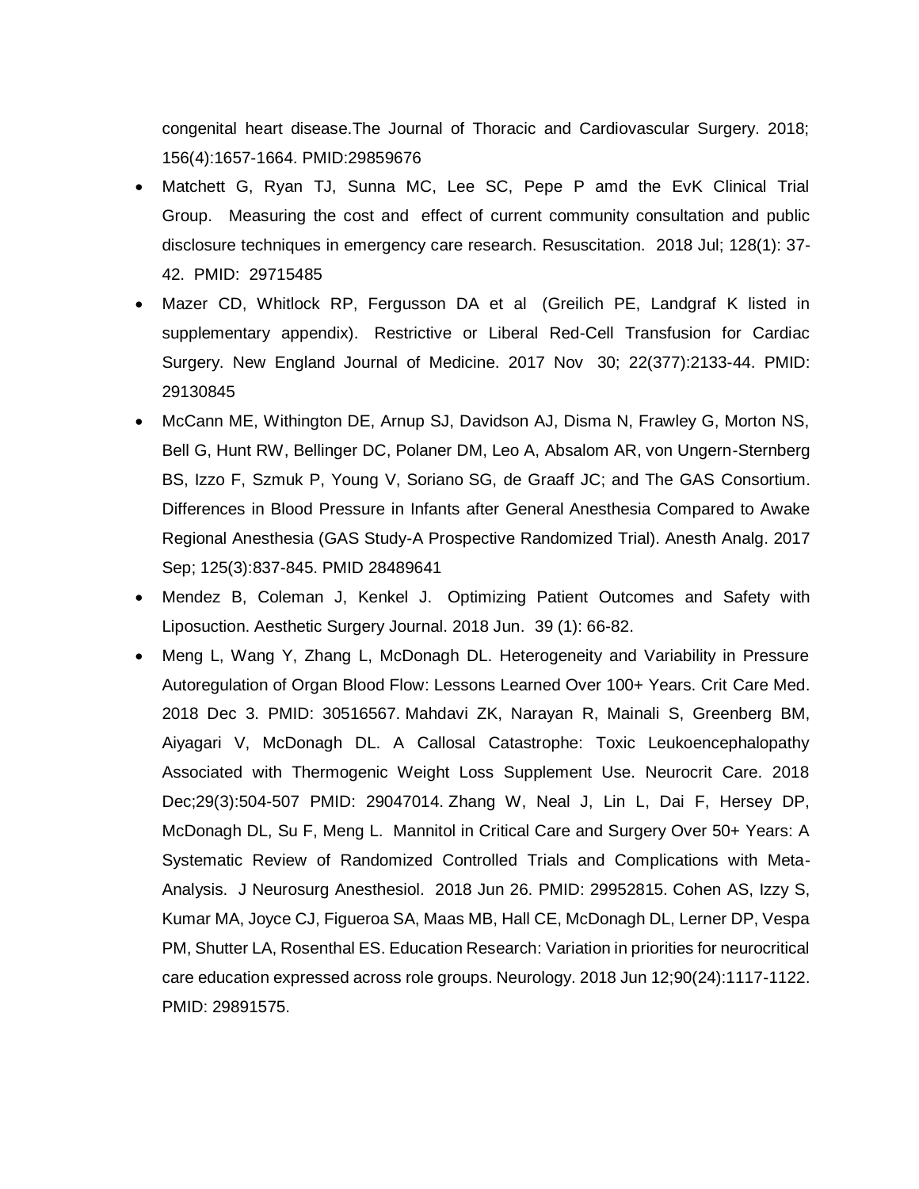congenital heart disease.The Journal of Thoracic and Cardiovascular Surgery. 2018; 156(4):1657-1664. PMID:29859676

- Matchett G, Ryan TJ, Sunna MC, Lee SC, Pepe P amd the EvK Clinical Trial Group. Measuring the cost and effect of current community consultation and public disclosure techniques in emergency care research. Resuscitation. 2018 Jul; 128(1): 37-42. PMID: 29715485
- Mazer CD, Whitlock RP, Fergusson DA et al (Greilich PE, Landgraf K listed in supplementary appendix). Restrictive or Liberal Red-Cell Transfusion for Cardiac Surgery. New England Journal of Medicine. 2017 Nov 30; 22(377):2133-44. PMID: 29130845
- McCann ME, Withington DE, Arnup SJ, Davidson AJ, Disma N, Frawley G, Morton NS, Bell G, Hunt RW, Bellinger DC, Polaner DM, Leo A, Absalom AR, von Ungern-Sternberg BS, Izzo F, Szmuk P, Young V, Soriano SG, de Graaff JC; and The GAS Consortium. Differences in Blood Pressure in Infants after General Anesthesia Compared to Awake Regional Anesthesia (GAS Study-A Prospective Randomized Trial). Anesth Analg. 2017 Sep; 125(3):837-845. PMID 28489641
- Mendez B, Coleman J, Kenkel J. Optimizing Patient Outcomes and Safety with Liposuction. Aesthetic Surgery Journal. 2018 Jun. 39 (1): 66-82.
- Meng L, Wang Y, Zhang L, McDonagh DL. Heterogeneity and Variability in Pressure Autoregulation of Organ Blood Flow: Lessons Learned Over 100+ Years. Crit Care Med. 2018 Dec 3. PMID: 30516567. Mahdavi ZK, Narayan R, Mainali S, Greenberg BM, Aiyagari V, McDonagh DL. A Callosal Catastrophe: Toxic Leukoencephalopathy Associated with Thermogenic Weight Loss Supplement Use. Neurocrit Care. 2018 Dec;29(3):504-507 PMID: 29047014. Zhang W, Neal J, Lin L, Dai F, Hersey DP, McDonagh DL, Su F, Meng L. Mannitol in Critical Care and Surgery Over 50+ Years: A Systematic Review of Randomized Controlled Trials and Complications with Meta-Analysis. J Neurosurg Anesthesiol. 2018 Jun 26. PMID: 29952815. Cohen AS, Izzy S, Kumar MA, Joyce CJ, Figueroa SA, Maas MB, Hall CE, McDonagh DL, Lerner DP, Vespa PM, Shutter LA, Rosenthal ES. Education Research: Variation in priorities for neurocritical care education expressed across role groups. Neurology. 2018 Jun 12;90(24):1117-1122. PMID: 29891575.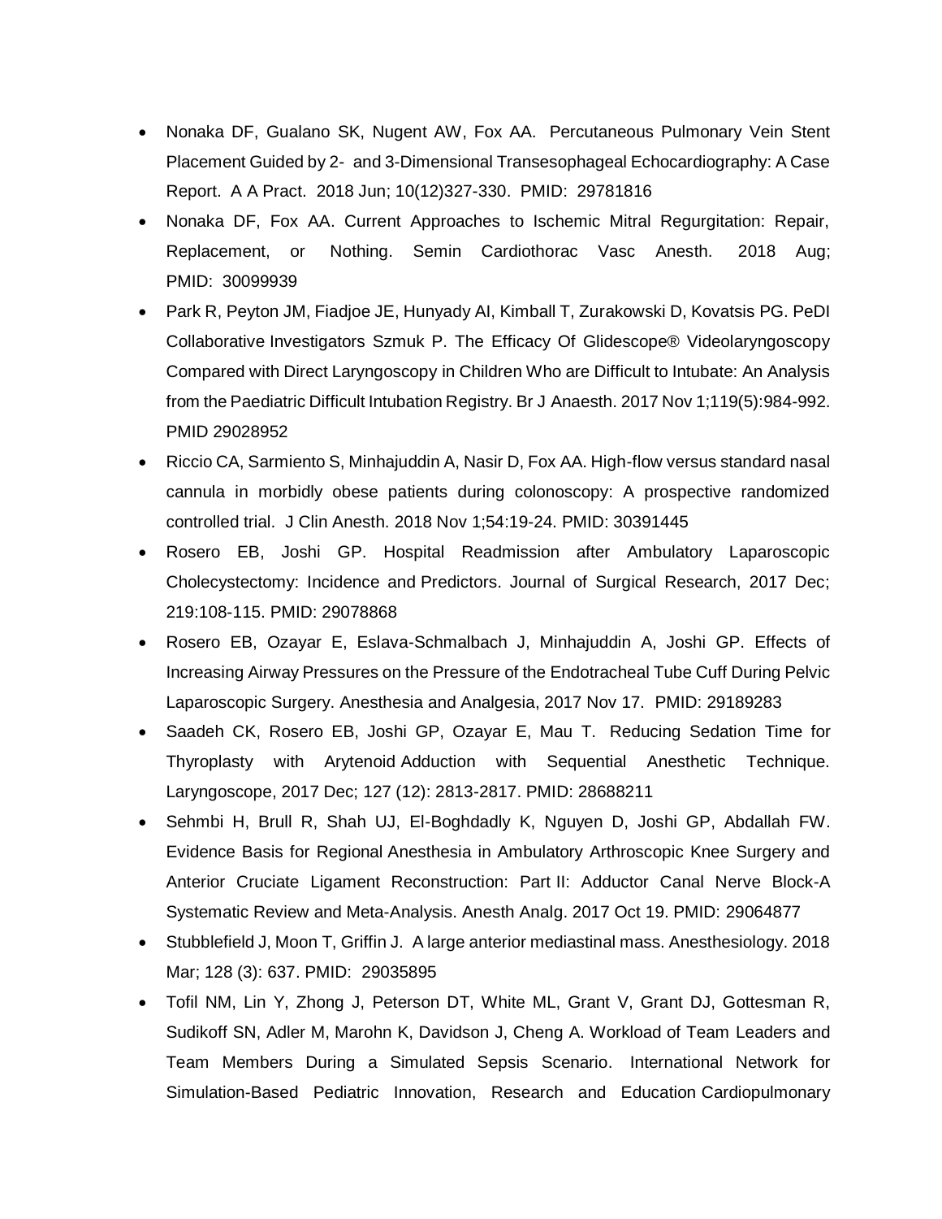- Nonaka DF, Gualano SK, Nugent AW, Fox AA. Percutaneous Pulmonary Vein Stent Placement Guided by 2- and 3-Dimensional Transesophageal Echocardiography: A Case Report. A A Pract. 2018 Jun; 10(12)327-330. PMID: 29781816
- Nonaka DF, Fox AA. Current Approaches to Ischemic Mitral Regurgitation: Repair, Replacement, or Nothing. Semin Cardiothorac Vasc Anesth. 2018 Aug; PMID: 30099939
- Park R, Peyton JM, Fiadjoe JE, Hunyady AI, Kimball T, Zurakowski D, Kovatsis PG. PeDI Collaborative Investigators Szmuk P. The Efficacy Of Glidescope® Videolaryngoscopy Compared with Direct Laryngoscopy in Children Who are Difficult to Intubate: An Analysis from the Paediatric Difficult Intubation Registry. Br J Anaesth. 2017 Nov 1;119(5):984-992. PMID 29028952
- Riccio CA, Sarmiento S, Minhajuddin A, Nasir D, Fox AA. High-flow versus standard nasal cannula in morbidly obese patients during colonoscopy: A prospective randomized controlled trial. J Clin Anesth. 2018 Nov 1;54:19-24. PMID: 30391445
- Rosero EB, Joshi GP. Hospital Readmission after Ambulatory Laparoscopic Cholecystectomy: Incidence and Predictors. Journal of Surgical Research, 2017 Dec; 219:108-115. PMID: 29078868
- Rosero EB, Ozayar E, Eslava-Schmalbach J, Minhajuddin A, Joshi GP. Effects of Increasing Airway Pressures on the Pressure of the Endotracheal Tube Cuff During Pelvic Laparoscopic Surgery. Anesthesia and Analgesia, 2017 Nov 17. PMID: 29189283
- Saadeh CK, Rosero EB, Joshi GP, Ozayar E, Mau T. Reducing Sedation Time for Thyroplasty with Arytenoid Adduction with Sequential Anesthetic Technique. Laryngoscope, 2017 Dec; 127 (12): 2813-2817. PMID: 28688211
- Sehmbi H, Brull R, Shah UJ, El-Boghdadly K, Nguyen D, Joshi GP, Abdallah FW. Evidence Basis for Regional Anesthesia in Ambulatory Arthroscopic Knee Surgery and Anterior Cruciate Ligament Reconstruction: Part II: Adductor Canal Nerve Block-A Systematic Review and Meta-Analysis. Anesth Analg. 2017 Oct 19. PMID: 29064877
- Stubblefield J, Moon T, Griffin J. A large anterior mediastinal mass. Anesthesiology. 2018 Mar; 128 (3): 637. PMID: 29035895
- Tofil NM, Lin Y, Zhong J, Peterson DT, White ML, Grant V, Grant DJ, Gottesman R, Sudikoff SN, Adler M, Marohn K, Davidson J, Cheng A. Workload of Team Leaders and Team Members During a Simulated Sepsis Scenario. International Network for Simulation-Based Pediatric Innovation, Research and Education Cardiopulmonary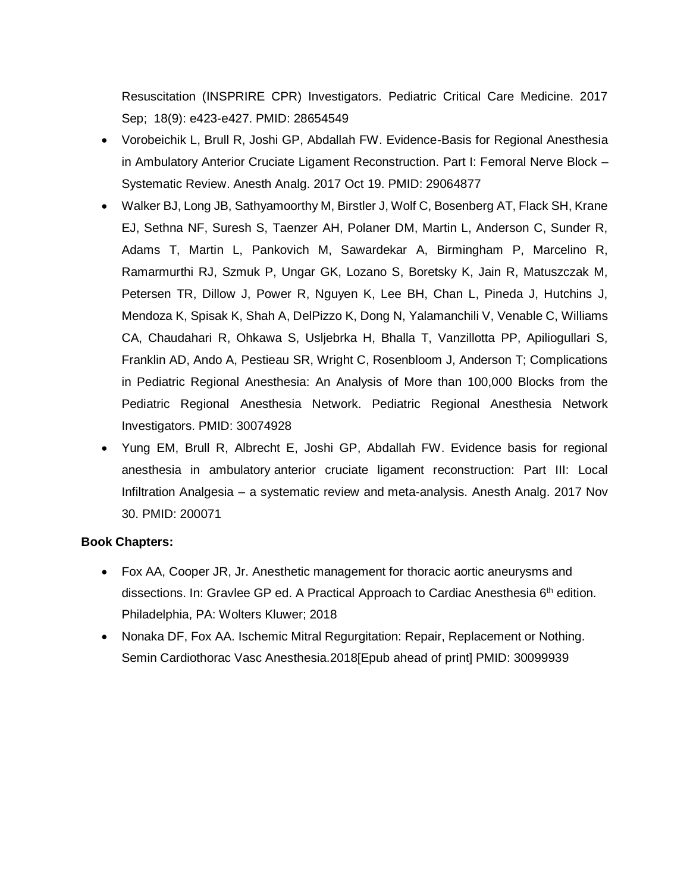Resuscitation (INSPRIRE CPR) Investigators. Pediatric Critical Care Medicine. 2017 Sep; 18(9): e423-e427. PMID: 28654549

- Vorobeichik L, Brull R, Joshi GP, Abdallah FW. Evidence-Basis for Regional Anesthesia in Ambulatory Anterior Cruciate Ligament Reconstruction. Part I: Femoral Nerve Block – Systematic Review. Anesth Analg. 2017 Oct 19. PMID: 29064877
- Walker BJ, Long JB, Sathyamoorthy M, Birstler J, Wolf C, Bosenberg AT, Flack SH, Krane EJ, Sethna NF, Suresh S, Taenzer AH, Polaner DM, Martin L, Anderson C, Sunder R, Adams T, Martin L, Pankovich M, Sawardekar A, Birmingham P, Marcelino R, Ramarmurthi RJ, Szmuk P, Ungar GK, Lozano S, Boretsky K, Jain R, Matuszczak M, Petersen TR, Dillow J, Power R, Nguyen K, Lee BH, Chan L, Pineda J, Hutchins J, Mendoza K, Spisak K, Shah A, DelPizzo K, Dong N, Yalamanchili V, Venable C, Williams CA, Chaudahari R, Ohkawa S, Usljebrka H, Bhalla T, Vanzillotta PP, Apiliogullari S, Franklin AD, Ando A, Pestieau SR, Wright C, Rosenbloom J, Anderson T; Complications in Pediatric Regional Anesthesia: An Analysis of More than 100,000 Blocks from the Pediatric Regional Anesthesia Network. Pediatric Regional Anesthesia Network Investigators. PMID: 30074928
- Yung EM, Brull R, Albrecht E, Joshi GP, Abdallah FW. Evidence basis for regional anesthesia in ambulatory anterior cruciate ligament reconstruction: Part III: Local Infiltration Analgesia – a systematic review and meta-analysis. Anesth Analg. 2017 Nov 30. PMID: 200071

**Book Chapters:**

- Fox AA, Cooper JR, Jr. Anesthetic management for thoracic aortic aneurysms and dissections. In: Gravlee GP ed. A Practical Approach to Cardiac Anesthesia 6th edition. Philadelphia, PA: Wolters Kluwer; 2018
- Nonaka DF, Fox AA. Ischemic Mitral Regurgitation: Repair, Replacement or Nothing. Semin Cardiothorac Vasc Anesthesia.2018[Epub ahead of print] PMID: 30099939